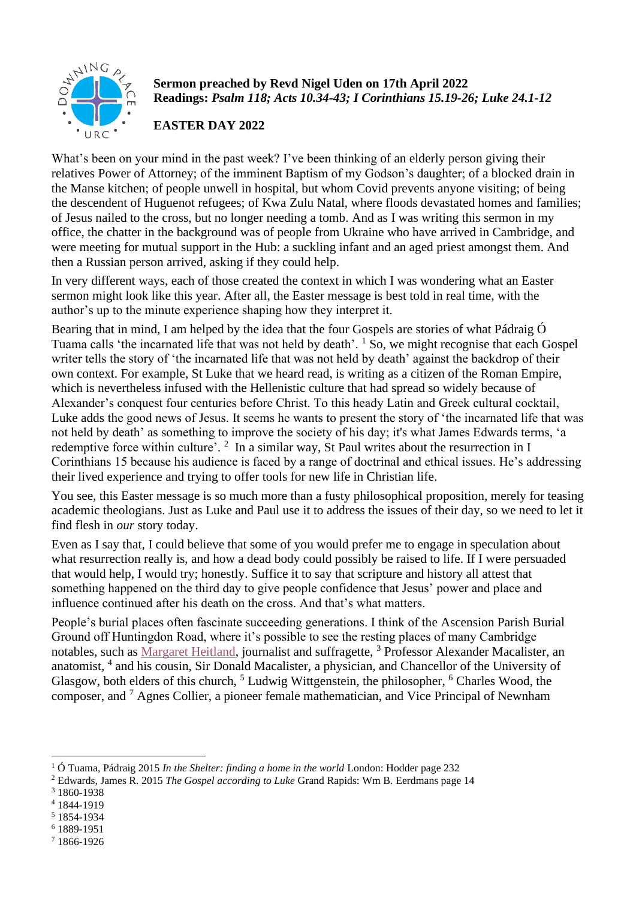**Sermon preached by Revd Nigel Uden on 17th April 2022**
**Readings:** ***Psalm 118; Acts 10.34-43; I Corinthians 15.19-26; Luke 24.1-12***

**EASTER DAY 2022**

What's been on your mind in the past week? I've been thinking of an elderly person giving their relatives Power of Attorney; of the imminent Baptism of my Godson's daughter; of a blocked drain in the Manse kitchen; of people unwell in hospital, but whom Covid prevents anyone visiting; of being the descendent of Huguenot refugees; of Kwa Zulu Natal, where floods devastated homes and families; of Jesus nailed to the cross, but no longer needing a tomb. And as I was writing this sermon in my office, the chatter in the background was of people from Ukraine who have arrived in Cambridge, and were meeting for mutual support in the Hub: a suckling infant and an aged priest amongst them. And then a Russian person arrived, asking if they could help.

In very different ways, each of those created the context in which I was wondering what an Easter sermon might look like this year. After all, the Easter message is best told in real time, with the author's up to the minute experience shaping how they interpret it.

Bearing that in mind, I am helped by the idea that the four Gospels are stories of what Pádraig Ó Tuama calls 'the incarnated life that was not held by death'. [1] So, we might recognise that each Gospel writer tells the story of 'the incarnated life that was not held by death' against the backdrop of their own context. For example, St Luke that we heard read, is writing as a citizen of the Roman Empire, which is nevertheless infused with the Hellenistic culture that had spread so widely because of Alexander's conquest four centuries before Christ. To this heady Latin and Greek cultural cocktail, Luke adds the good news of Jesus. It seems he wants to present the story of 'the incarnated life that was not held by death' as something to improve the society of his day; it's what James Edwards terms, 'a redemptive force within culture'. [2] In a similar way, St Paul writes about the resurrection in I Corinthians 15 because his audience is faced by a range of doctrinal and ethical issues. He's addressing their lived experience and trying to offer tools for new life in Christian life.

You see, this Easter message is so much more than a fusty philosophical proposition, merely for teasing academic theologians. Just as Luke and Paul use it to address the issues of their day, so we need to let it find flesh in *our* story today.

Even as I say that, I could believe that some of you would prefer me to engage in speculation about what resurrection really is, and how a dead body could possibly be raised to life. If I were persuaded that would help, I would try; honestly. Suffice it to say that scripture and history all attest that something happened on the third day to give people confidence that Jesus' power and place and influence continued after his death on the cross. And that's what matters.

People's burial places often fascinate succeeding generations. I think of the Ascension Parish Burial Ground off Huntingdon Road, where it's possible to see the resting places of many Cambridge notables, such as Margaret Heitland, journalist and suffragette, [3] Professor Alexander Macalister, an anatomist, [4] and his cousin, Sir Donald Macalister, a physician, and Chancellor of the University of Glasgow, both elders of this church, [5] Ludwig Wittgenstein, the philosopher, [6] Charles Wood, the composer, and [7] Agnes Collier, a pioneer female mathematician, and Vice Principal of Newnham

---

[1] Ó Tuama, Pádraig 2015 *In the Shelter: finding a home in the world* London: Hodder page 232
[2] Edwards, James R. 2015 *The Gospel according to Luke* Grand Rapids: Wm B. Eerdmans page 14
[3] 1860-1938
[4] 1844-1919
[5] 1854-1934
[6] 1889-1951
[7] 1866-1926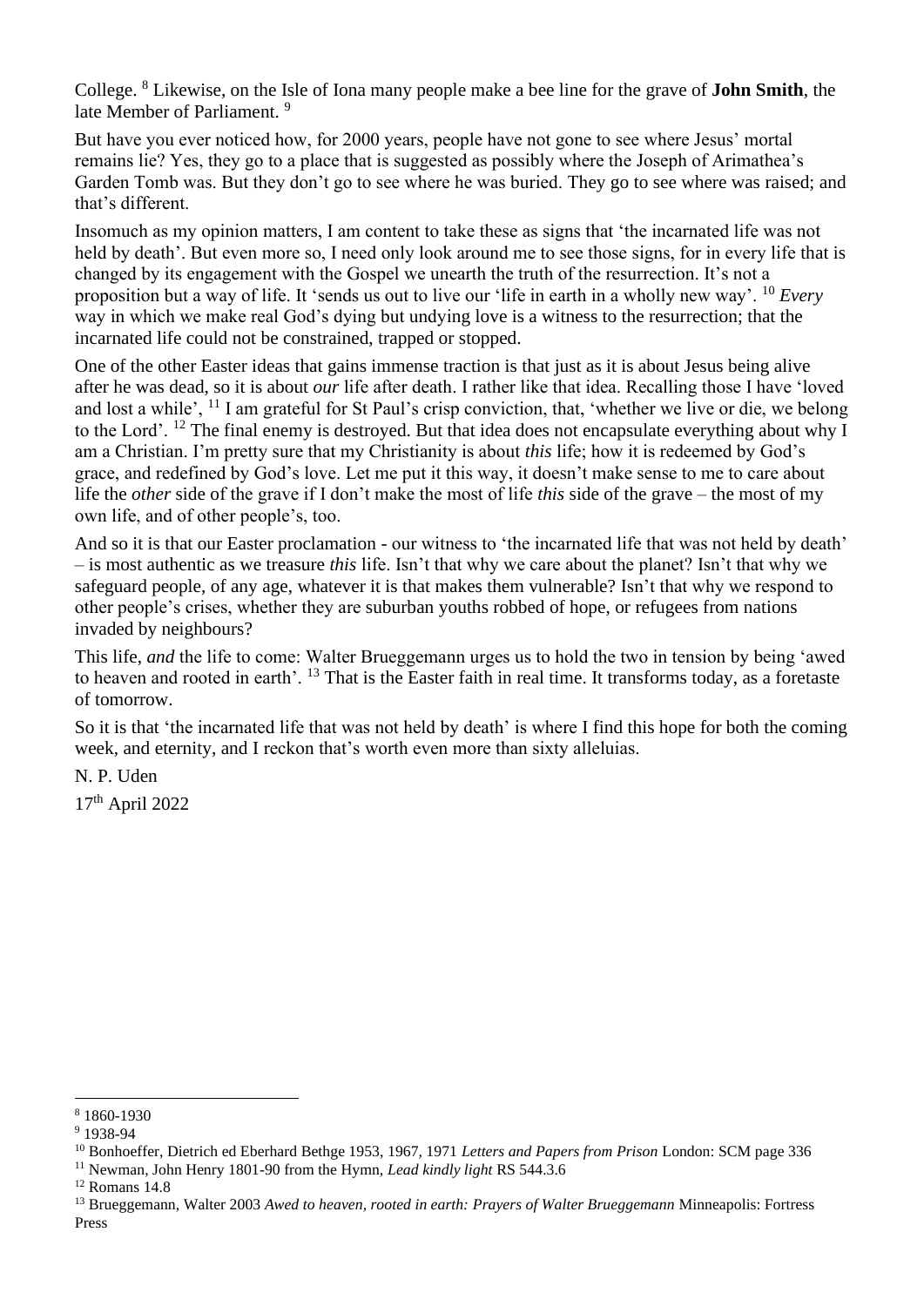College. [8] Likewise, on the Isle of Iona many people make a bee line for the grave of **John Smith**, the late Member of Parliament. [9]

But have you ever noticed how, for 2000 years, people have not gone to see where Jesus' mortal remains lie? Yes, they go to a place that is suggested as possibly where the Joseph of Arimathea's Garden Tomb was. But they don't go to see where he was buried. They go to see where was raised; and that's different.

Insomuch as my opinion matters, I am content to take these as signs that 'the incarnated life was not held by death'. But even more so, I need only look around me to see those signs, for in every life that is changed by its engagement with the Gospel we unearth the truth of the resurrection. It's not a proposition but a way of life. It 'sends us out to live our 'life in earth in a wholly new way'. [10] *Every* way in which we make real God's dying but undying love is a witness to the resurrection; that the incarnated life could not be constrained, trapped or stopped.

One of the other Easter ideas that gains immense traction is that just as it is about Jesus being alive after he was dead, so it is about *our* life after death. I rather like that idea. Recalling those I have 'loved and lost a while', [11] I am grateful for St Paul's crisp conviction, that, 'whether we live or die, we belong to the Lord'. [12] The final enemy is destroyed. But that idea does not encapsulate everything about why I am a Christian. I'm pretty sure that my Christianity is about *this* life; how it is redeemed by God's grace, and redefined by God's love. Let me put it this way, it doesn't make sense to me to care about life the *other* side of the grave if I don't make the most of life *this* side of the grave – the most of my own life, and of other people's, too.

And so it is that our Easter proclamation - our witness to 'the incarnated life that was not held by death' – is most authentic as we treasure *this* life. Isn't that why we care about the planet? Isn't that why we safeguard people, of any age, whatever it is that makes them vulnerable? Isn't that why we respond to other people's crises, whether they are suburban youths robbed of hope, or refugees from nations invaded by neighbours?

This life, *and* the life to come: Walter Brueggemann urges us to hold the two in tension by being 'awed to heaven and rooted in earth'. [13] That is the Easter faith in real time. It transforms today, as a foretaste of tomorrow.

So it is that 'the incarnated life that was not held by death' is where I find this hope for both the coming week, and eternity, and I reckon that's worth even more than sixty alleluias.

N. P. Uden

17th April 2022

---

[8] 1860-1930

[9] 1938-94

[10] Bonhoeffer, Dietrich ed Eberhard Bethge 1953, 1967, 1971 *Letters and Papers from Prison* London: SCM page 336

[11] Newman, John Henry 1801-90 from the Hymn, *Lead kindly light* RS 544.3.6

[12] Romans 14.8

[13] Brueggemann, Walter 2003 *Awed to heaven, rooted in earth: Prayers of Walter Brueggemann* Minneapolis: Fortress Press